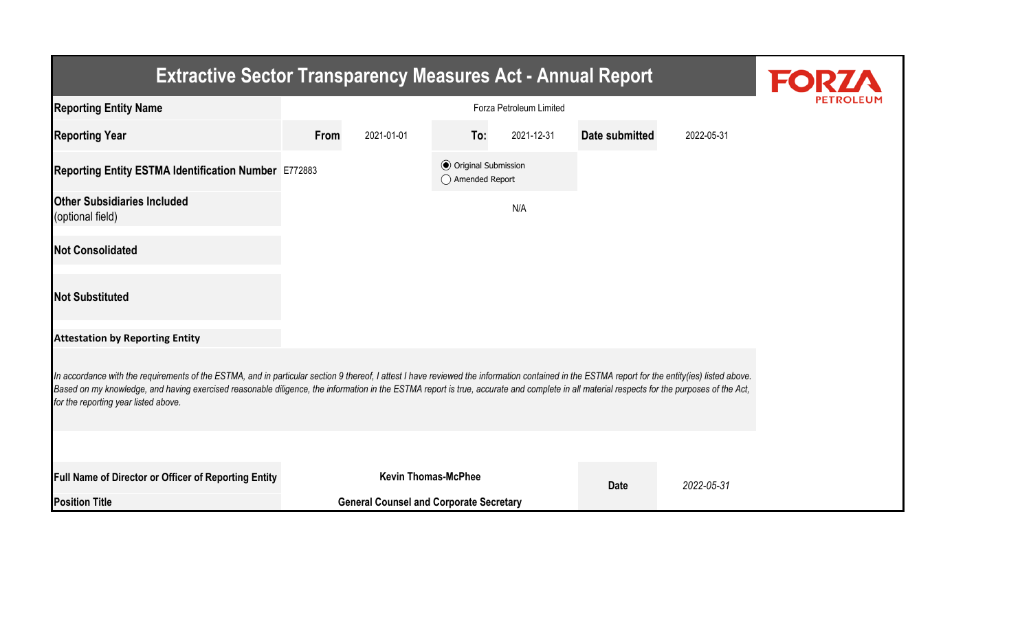# Extractive Sector Transparency Measures Act - Annual Report

FORZA PETROLEUM

| | | | | | | |
|---|---|---|---|---|---|---|
| **Reporting Entity Name** | Forza Petroleum Limited | | | | | |
| **Reporting Year** | **From** | 2021-01-01 | **To:** | 2021-12-31 | **Date submitted** | 2022-05-31 |
| **Reporting Entity ESTMA Identification Number** | E772883 | | ◉ Original Submission ◯ Amended Report | | | |
| **Other Subsidiaries Included** (optional field) | N/A | | | | | |
| **Not Consolidated** | | | | | | |
| **Not Substituted** | | | | | | |

**Attestation by Reporting Entity**

*In accordance with the requirements of the ESTMA, and in particular section 9 thereof, I attest I have reviewed the information contained in the ESTMA report for the entity(ies) listed above. Based on my knowledge, and having exercised reasonable diligence, the information in the ESTMA report is true, accurate and complete in all material respects for the purposes of the Act, for the reporting year listed above.*

| | | | |
|---|---|---|---|
| **Full Name of Director or Officer of Reporting Entity** | **Kevin Thomas-McPhee** | **Date** | *2022-05-31* |
| **Position Title** | **General Counsel and Corporate Secretary** | | |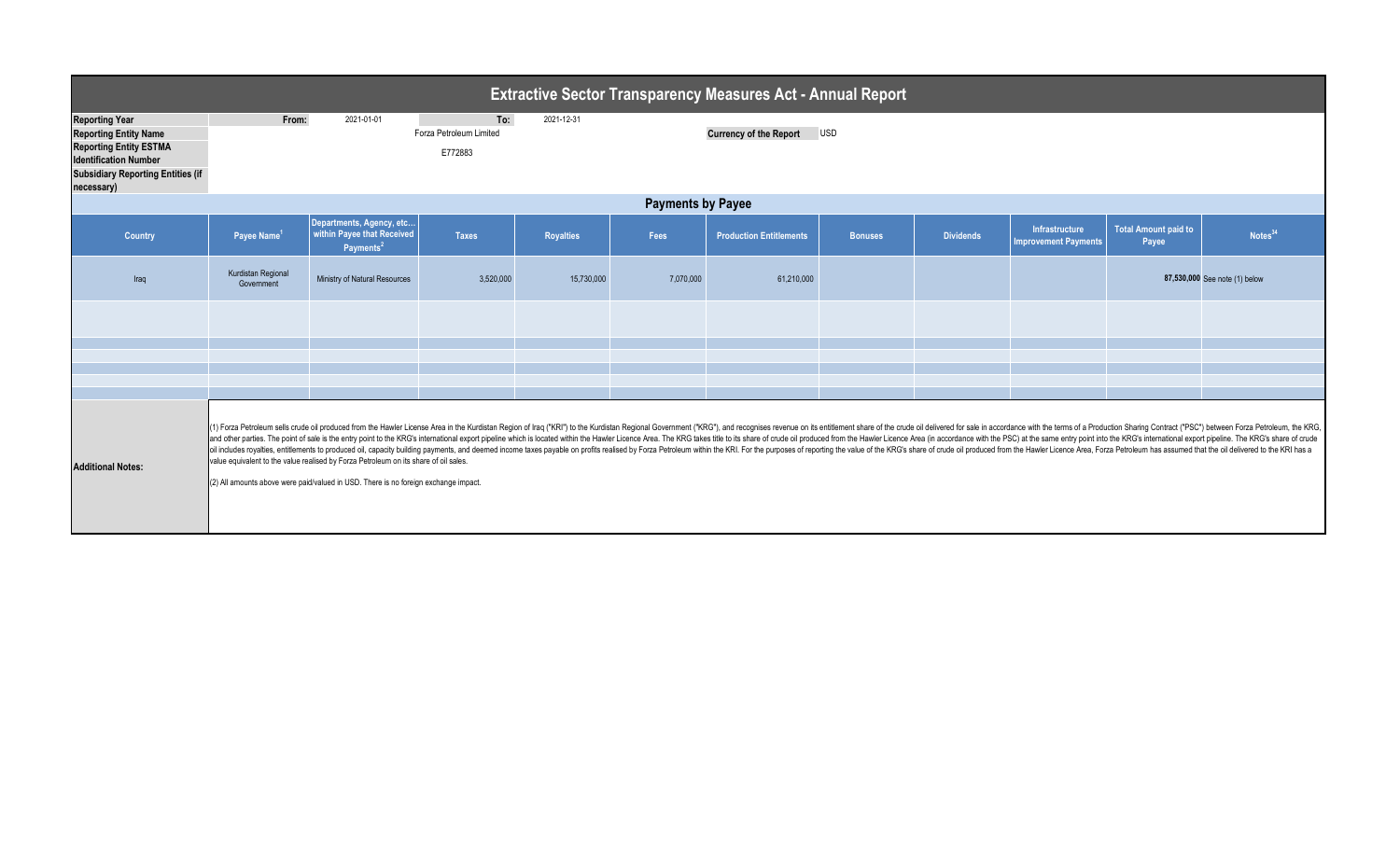# Extractive Sector Transparency Measures Act - Annual Report

| | | | | |
|---|---|---|---|---|
| **Reporting Year** | From: | 2021-01-01 | To: | 2021-12-31 |
| **Reporting Entity Name** | Forza Petroleum Limited | | **Currency of the Report** | USD |
| **Reporting Entity ESTMA Identification Number** | E772883 | | | |
| **Subsidiary Reporting Entities (if necessary)** | | | | |

## Payments by Payee

| Country | Payee Name[1] | Departments, Agency, etc... within Payee that Received Payments[2] | Taxes | Royalties | Fees | Production Entitlements | Bonuses | Dividends | Infrastructure Improvement Payments | Total Amount paid to Payee | Notes[34] |
|---|---|---|---|---|---|---|---|---|---|---|---|
| Iraq | Kurdistan Regional Government | Ministry of Natural Resources | 3,520,000 | 15,730,000 | 7,070,000 | 61,210,000 | | | | **87,530,000** | See note (1) below |
| | | | | | | | | | | | |
| | | | | | | | | | | | |
| | | | | | | | | | | | |
| | | | | | | | | | | | |
| | | | | | | | | | | | |
| | | | | | | | | | | | |

**Additional Notes:**

(1) Forza Petroleum sells crude oil produced from the Hawler License Area in the Kurdistan Region of Iraq ("KRI") to the Kurdistan Regional Government ("KRG"), and recognises revenue on its entitlement share of the crude oil delivered for sale in accordance with the terms of a Production Sharing Contract ("PSC") between Forza Petroleum, the KRG, and other parties. The point of sale is the entry point to the KRG's international export pipeline which is located within the Hawler Licence Area. The KRG takes title to its share of crude oil produced from the Hawler Licence Area (in accordance with the PSC) at the same entry point into the KRG's international export pipeline. The KRG's share of crude oil includes royalties, entitlements to produced oil, capacity building payments, and deemed income taxes payable on profits realised by Forza Petroleum within the KRI. For the purposes of reporting the value of the KRG's share of crude oil produced from the Hawler Licence Area, Forza Petroleum has assumed that the oil delivered to the KRI has a value equivalent to the value realised by Forza Petroleum on its share of oil sales.

(2) All amounts above were paid/valued in USD. There is no foreign exchange impact.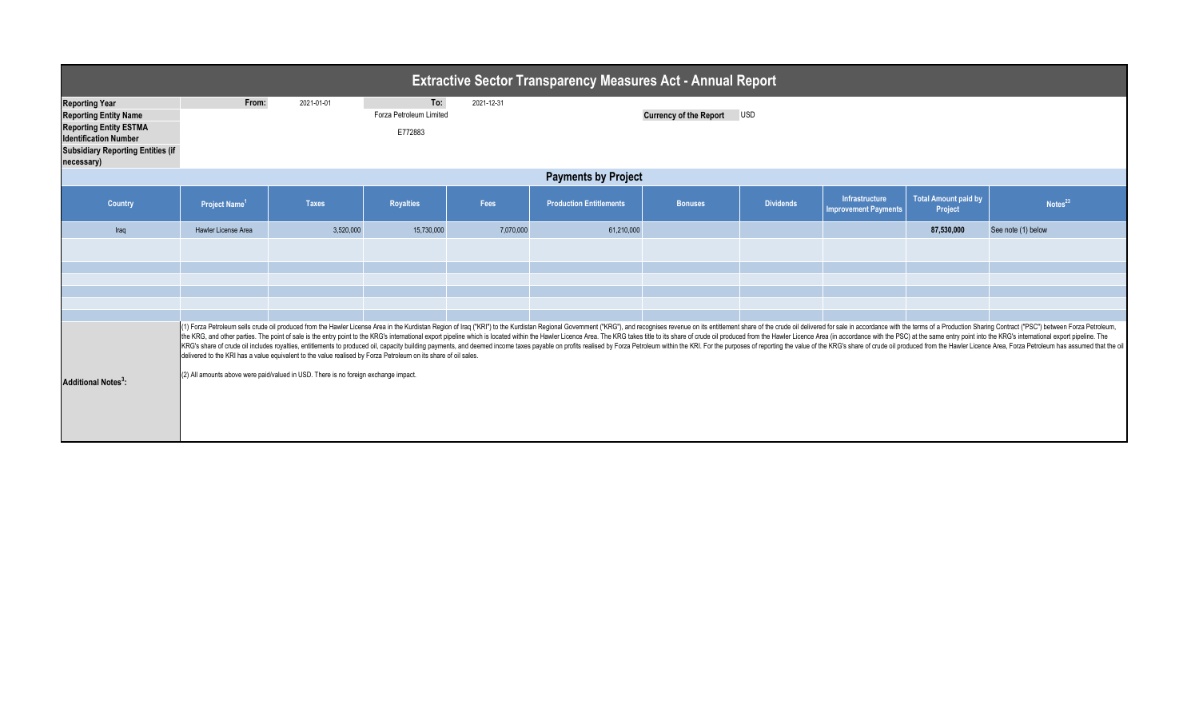# Extractive Sector Transparency Measures Act - Annual Report

| | | | |
|---|---|---|---|
| **Reporting Year** | From: 2021-01-01 | To: 2021-12-31 | |
| **Reporting Entity Name** | Forza Petroleum Limited | | Currency of the Report: USD |
| **Reporting Entity ESTMA Identification Number** | E772883 | | |
| **Subsidiary Reporting Entities (if necessary)** | | | |

## Payments by Project

| Country | Project Name[1] | Taxes | Royalties | Fees | Production Entitlements | Bonuses | Dividends | Infrastructure Improvement Payments | Total Amount paid by Project | Notes[23] |
|---|---|---|---|---|---|---|---|---|---|---|
| Iraq | Hawler License Area | 3,520,000 | 15,730,000 | 7,070,000 | 61,210,000 | | | | **87,530,000** | See note (1) below |
| | | | | | | | | | | |
| | | | | | | | | | | |
| | | | | | | | | | | |
| | | | | | | | | | | |
| | | | | | | | | | | |
| | | | | | | | | | | |

**Additional Notes[3]:**

(1) Forza Petroleum sells crude oil produced from the Hawler License Area in the Kurdistan Region of Iraq ("KRI") to the Kurdistan Regional Government ("KRG"), and recognises revenue on its entitlement share of the crude oil delivered for sale in accordance with the terms of a Production Sharing Contract ("PSC") between Forza Petroleum, the KRG, and other parties. The point of sale is the entry point to the KRG's international export pipeline which is located within the Hawler Licence Area. The KRG takes title to its share of crude oil produced from the Hawler Licence Area (in accordance with the PSC) at the same entry point into the KRG's international export pipeline. The KRG's share of crude oil includes royalties, entitlements to produced oil, capacity building payments, and deemed income taxes payable on profits realised by Forza Petroleum within the KRI. For the purposes of reporting the value of the KRG's share of crude oil produced from the Hawler Licence Area, Forza Petroleum has assumed that the oil delivered to the KRI has a value equivalent to the value realised by Forza Petroleum on its share of oil sales.

(2) All amounts above were paid/valued in USD. There is no foreign exchange impact.